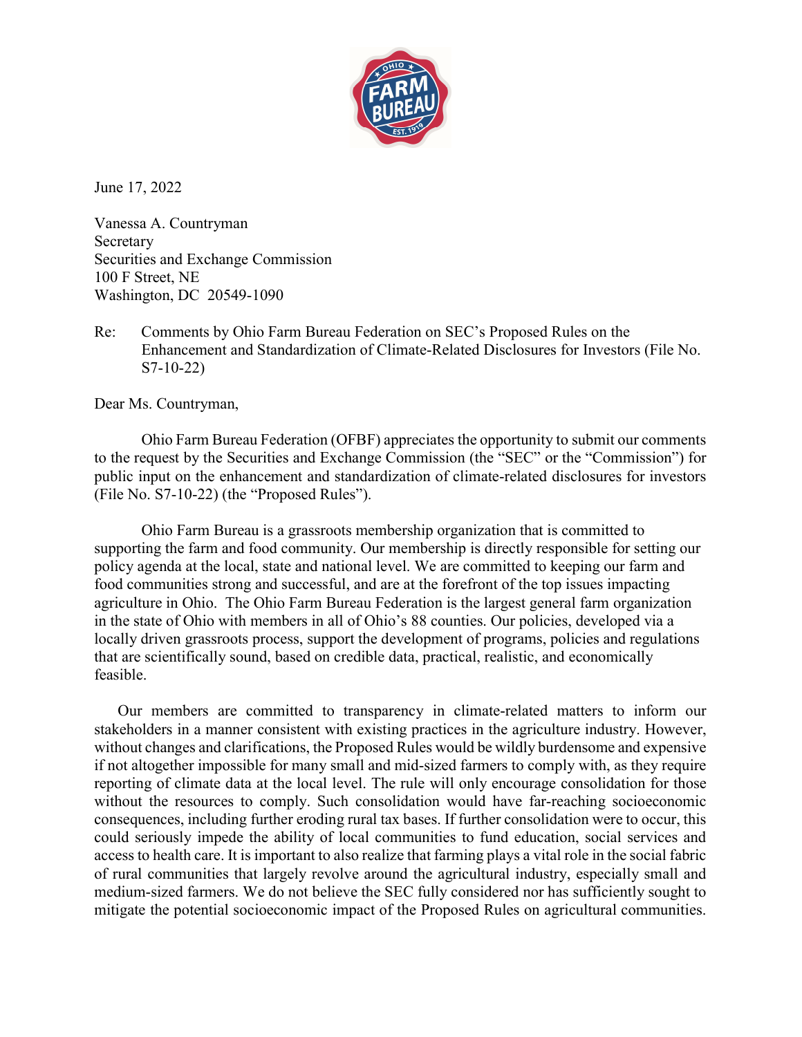June 17, 2022

Vanessa A. Countryman
Secretary
Securities and Exchange Commission
100 F Street, NE
Washington, DC 20549-1090

Re: Comments by Ohio Farm Bureau Federation on SEC's Proposed Rules on the Enhancement and Standardization of Climate-Related Disclosures for Investors (File No. S7-10-22)

Dear Ms. Countryman,

Ohio Farm Bureau Federation (OFBF) appreciates the opportunity to submit our comments to the request by the Securities and Exchange Commission (the "SEC" or the "Commission") for public input on the enhancement and standardization of climate-related disclosures for investors (File No. S7-10-22) (the "Proposed Rules").

Ohio Farm Bureau is a grassroots membership organization that is committed to supporting the farm and food community. Our membership is directly responsible for setting our policy agenda at the local, state and national level. We are committed to keeping our farm and food communities strong and successful, and are at the forefront of the top issues impacting agriculture in Ohio. The Ohio Farm Bureau Federation is the largest general farm organization in the state of Ohio with members in all of Ohio's 88 counties. Our policies, developed via a locally driven grassroots process, support the development of programs, policies and regulations that are scientifically sound, based on credible data, practical, realistic, and economically feasible.

Our members are committed to transparency in climate-related matters to inform our stakeholders in a manner consistent with existing practices in the agriculture industry. However, without changes and clarifications, the Proposed Rules would be wildly burdensome and expensive if not altogether impossible for many small and mid-sized farmers to comply with, as they require reporting of climate data at the local level. The rule will only encourage consolidation for those without the resources to comply. Such consolidation would have far-reaching socioeconomic consequences, including further eroding rural tax bases. If further consolidation were to occur, this could seriously impede the ability of local communities to fund education, social services and access to health care. It is important to also realize that farming plays a vital role in the social fabric of rural communities that largely revolve around the agricultural industry, especially small and medium-sized farmers. We do not believe the SEC fully considered nor has sufficiently sought to mitigate the potential socioeconomic impact of the Proposed Rules on agricultural communities.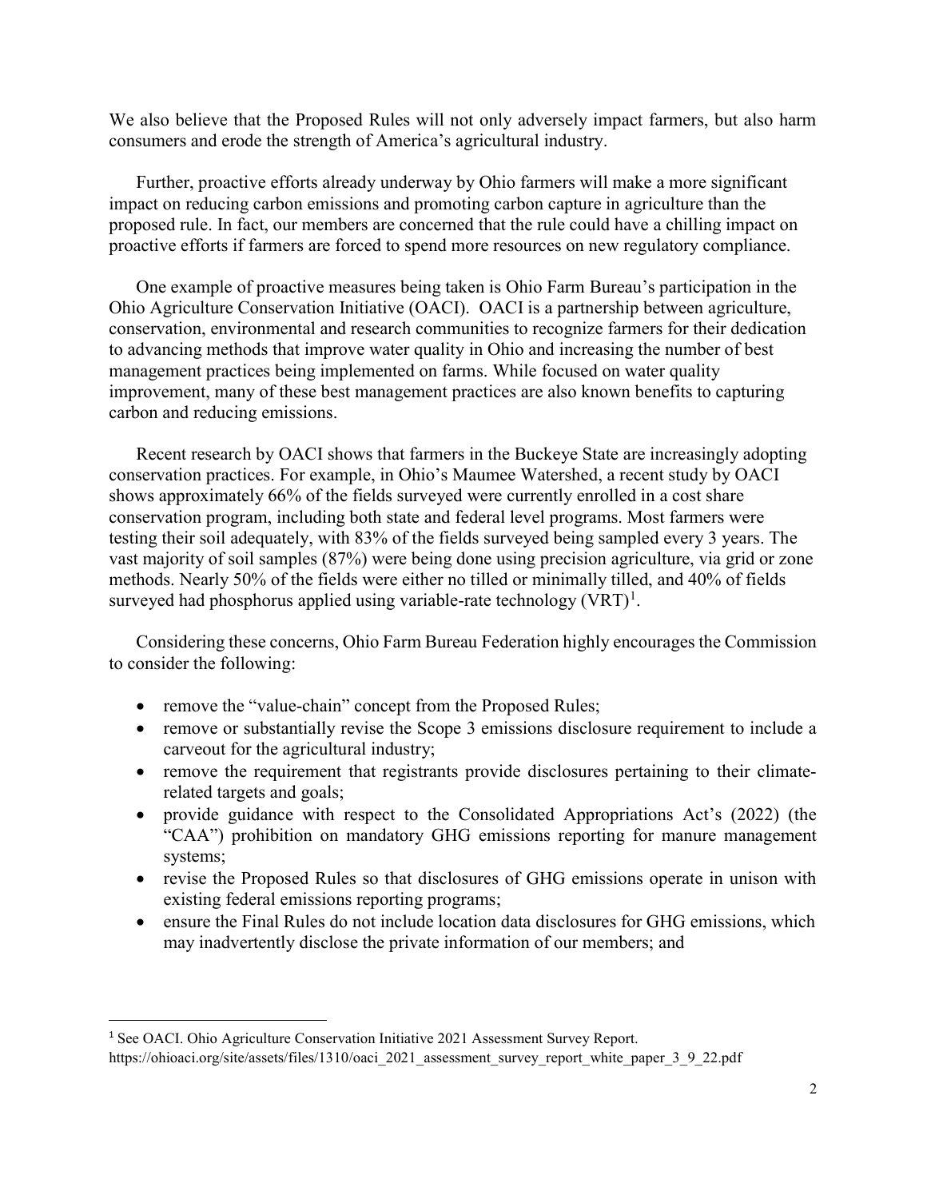We also believe that the Proposed Rules will not only adversely impact farmers, but also harm consumers and erode the strength of America's agricultural industry.

Further, proactive efforts already underway by Ohio farmers will make a more significant impact on reducing carbon emissions and promoting carbon capture in agriculture than the proposed rule. In fact, our members are concerned that the rule could have a chilling impact on proactive efforts if farmers are forced to spend more resources on new regulatory compliance.

One example of proactive measures being taken is Ohio Farm Bureau's participation in the Ohio Agriculture Conservation Initiative (OACI). OACI is a partnership between agriculture, conservation, environmental and research communities to recognize farmers for their dedication to advancing methods that improve water quality in Ohio and increasing the number of best management practices being implemented on farms. While focused on water quality improvement, many of these best management practices are also known benefits to capturing carbon and reducing emissions.

Recent research by OACI shows that farmers in the Buckeye State are increasingly adopting conservation practices. For example, in Ohio's Maumee Watershed, a recent study by OACI shows approximately 66% of the fields surveyed were currently enrolled in a cost share conservation program, including both state and federal level programs. Most farmers were testing their soil adequately, with 83% of the fields surveyed being sampled every 3 years. The vast majority of soil samples (87%) were being done using precision agriculture, via grid or zone methods. Nearly 50% of the fields were either no tilled or minimally tilled, and 40% of fields surveyed had phosphorus applied using variable-rate technology (VRT)[1].

Considering these concerns, Ohio Farm Bureau Federation highly encourages the Commission to consider the following:

- remove the "value-chain" concept from the Proposed Rules;
- remove or substantially revise the Scope 3 emissions disclosure requirement to include a carveout for the agricultural industry;
- remove the requirement that registrants provide disclosures pertaining to their climate-related targets and goals;
- provide guidance with respect to the Consolidated Appropriations Act's (2022) (the "CAA") prohibition on mandatory GHG emissions reporting for manure management systems;
- revise the Proposed Rules so that disclosures of GHG emissions operate in unison with existing federal emissions reporting programs;
- ensure the Final Rules do not include location data disclosures for GHG emissions, which may inadvertently disclose the private information of our members; and

[1] See OACI. Ohio Agriculture Conservation Initiative 2021 Assessment Survey Report. https://ohioaci.org/site/assets/files/1310/oaci_2021_assessment_survey_report_white_paper_3_9_22.pdf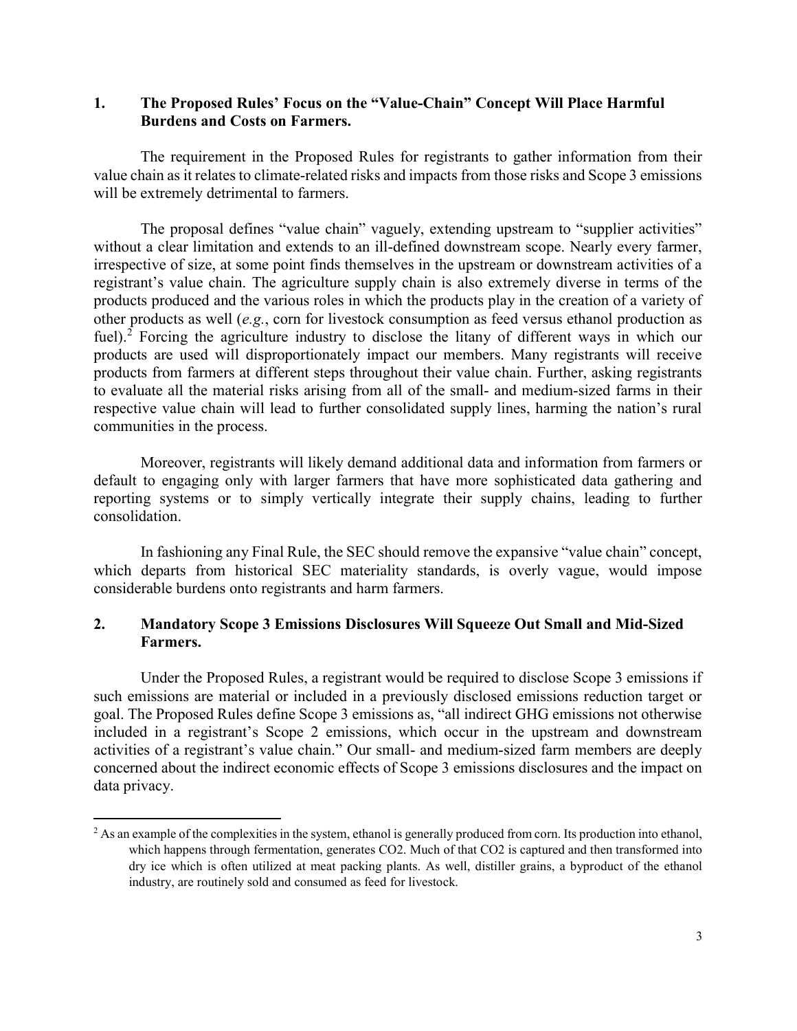## 1. The Proposed Rules' Focus on the "Value-Chain" Concept Will Place Harmful Burdens and Costs on Farmers.

The requirement in the Proposed Rules for registrants to gather information from their value chain as it relates to climate-related risks and impacts from those risks and Scope 3 emissions will be extremely detrimental to farmers.

The proposal defines "value chain" vaguely, extending upstream to "supplier activities" without a clear limitation and extends to an ill-defined downstream scope. Nearly every farmer, irrespective of size, at some point finds themselves in the upstream or downstream activities of a registrant's value chain. The agriculture supply chain is also extremely diverse in terms of the products produced and the various roles in which the products play in the creation of a variety of other products as well (*e.g.*, corn for livestock consumption as feed versus ethanol production as fuel).[2] Forcing the agriculture industry to disclose the litany of different ways in which our products are used will disproportionately impact our members. Many registrants will receive products from farmers at different steps throughout their value chain. Further, asking registrants to evaluate all the material risks arising from all of the small- and medium-sized farms in their respective value chain will lead to further consolidated supply lines, harming the nation's rural communities in the process.

Moreover, registrants will likely demand additional data and information from farmers or default to engaging only with larger farmers that have more sophisticated data gathering and reporting systems or to simply vertically integrate their supply chains, leading to further consolidation.

In fashioning any Final Rule, the SEC should remove the expansive "value chain" concept, which departs from historical SEC materiality standards, is overly vague, would impose considerable burdens onto registrants and harm farmers.

## 2. Mandatory Scope 3 Emissions Disclosures Will Squeeze Out Small and Mid-Sized Farmers.

Under the Proposed Rules, a registrant would be required to disclose Scope 3 emissions if such emissions are material or included in a previously disclosed emissions reduction target or goal. The Proposed Rules define Scope 3 emissions as, "all indirect GHG emissions not otherwise included in a registrant's Scope 2 emissions, which occur in the upstream and downstream activities of a registrant's value chain." Our small- and medium-sized farm members are deeply concerned about the indirect economic effects of Scope 3 emissions disclosures and the impact on data privacy.

---

[2] As an example of the complexities in the system, ethanol is generally produced from corn. Its production into ethanol, which happens through fermentation, generates $CO_2$. Much of that $CO_2$ is captured and then transformed into dry ice which is often utilized at meat packing plants. As well, distiller grains, a byproduct of the ethanol industry, are routinely sold and consumed as feed for livestock.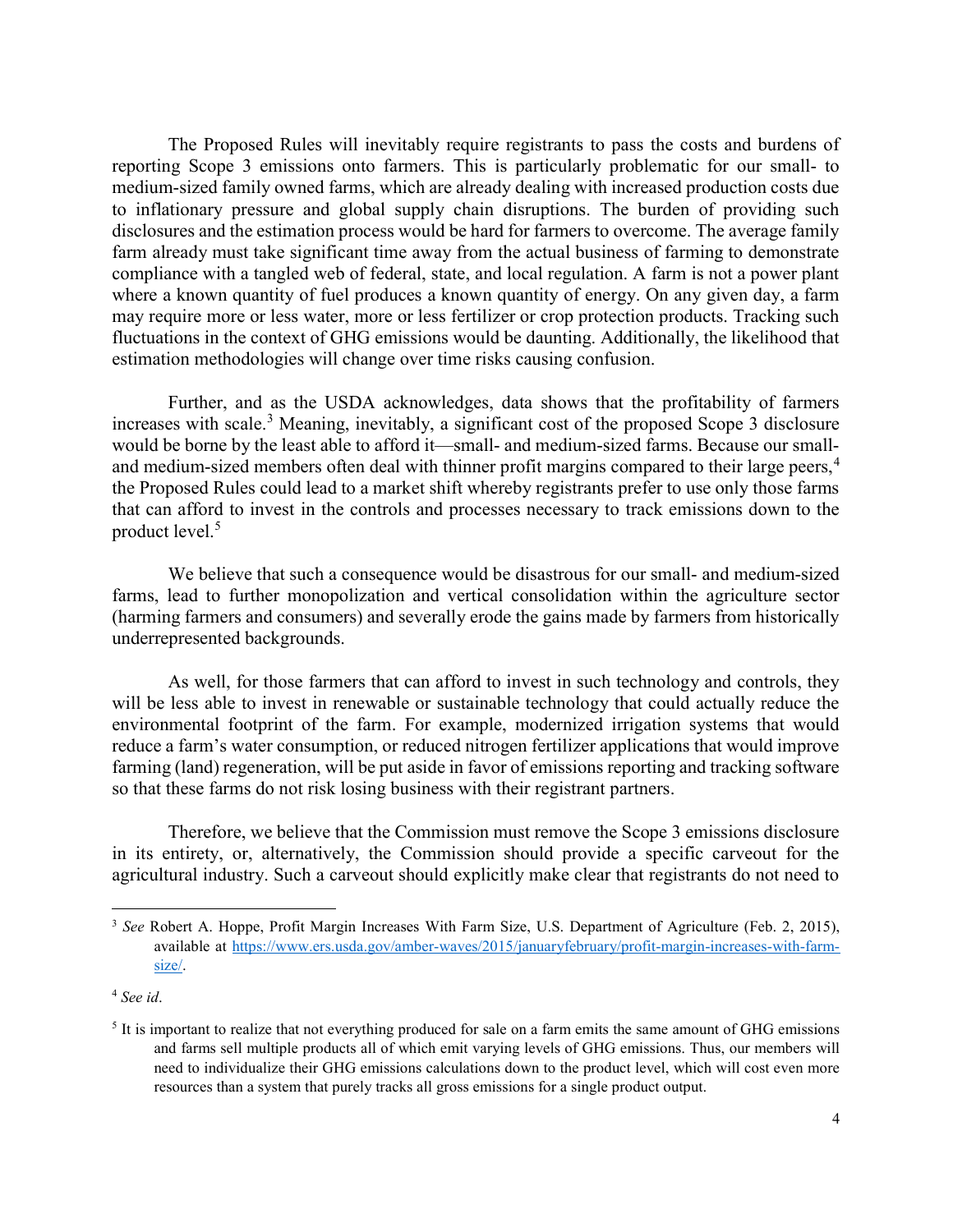The Proposed Rules will inevitably require registrants to pass the costs and burdens of reporting Scope 3 emissions onto farmers. This is particularly problematic for our small- to medium-sized family owned farms, which are already dealing with increased production costs due to inflationary pressure and global supply chain disruptions. The burden of providing such disclosures and the estimation process would be hard for farmers to overcome. The average family farm already must take significant time away from the actual business of farming to demonstrate compliance with a tangled web of federal, state, and local regulation. A farm is not a power plant where a known quantity of fuel produces a known quantity of energy. On any given day, a farm may require more or less water, more or less fertilizer or crop protection products. Tracking such fluctuations in the context of GHG emissions would be daunting. Additionally, the likelihood that estimation methodologies will change over time risks causing confusion.

Further, and as the USDA acknowledges, data shows that the profitability of farmers increases with scale.[3] Meaning, inevitably, a significant cost of the proposed Scope 3 disclosure would be borne by the least able to afford it—small- and medium-sized farms. Because our small- and medium-sized members often deal with thinner profit margins compared to their large peers,[4] the Proposed Rules could lead to a market shift whereby registrants prefer to use only those farms that can afford to invest in the controls and processes necessary to track emissions down to the product level.[5]

We believe that such a consequence would be disastrous for our small- and medium-sized farms, lead to further monopolization and vertical consolidation within the agriculture sector (harming farmers and consumers) and severally erode the gains made by farmers from historically underrepresented backgrounds.

As well, for those farmers that can afford to invest in such technology and controls, they will be less able to invest in renewable or sustainable technology that could actually reduce the environmental footprint of the farm. For example, modernized irrigation systems that would reduce a farm's water consumption, or reduced nitrogen fertilizer applications that would improve farming (land) regeneration, will be put aside in favor of emissions reporting and tracking software so that these farms do not risk losing business with their registrant partners.

Therefore, we believe that the Commission must remove the Scope 3 emissions disclosure in its entirety, or, alternatively, the Commission should provide a specific carveout for the agricultural industry. Such a carveout should explicitly make clear that registrants do not need to

---

[3] *See* Robert A. Hoppe, Profit Margin Increases With Farm Size, U.S. Department of Agriculture (Feb. 2, 2015), available at https://www.ers.usda.gov/amber-waves/2015/januaryfebruary/profit-margin-increases-with-farm-size/.

[4] *See id*.

[5] It is important to realize that not everything produced for sale on a farm emits the same amount of GHG emissions and farms sell multiple products all of which emit varying levels of GHG emissions. Thus, our members will need to individualize their GHG emissions calculations down to the product level, which will cost even more resources than a system that purely tracks all gross emissions for a single product output.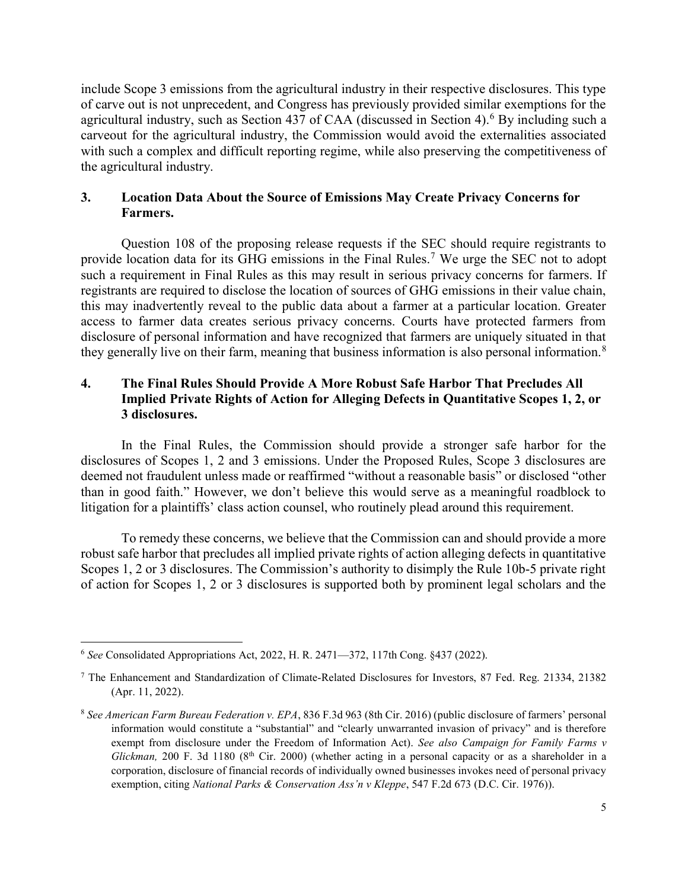include Scope 3 emissions from the agricultural industry in their respective disclosures. This type of carve out is not unprecedent, and Congress has previously provided similar exemptions for the agricultural industry, such as Section 437 of CAA (discussed in Section 4).[6] By including such a carveout for the agricultural industry, the Commission would avoid the externalities associated with such a complex and difficult reporting regime, while also preserving the competitiveness of the agricultural industry.

## 3. Location Data About the Source of Emissions May Create Privacy Concerns for Farmers.

Question 108 of the proposing release requests if the SEC should require registrants to provide location data for its GHG emissions in the Final Rules.[7] We urge the SEC not to adopt such a requirement in Final Rules as this may result in serious privacy concerns for farmers. If registrants are required to disclose the location of sources of GHG emissions in their value chain, this may inadvertently reveal to the public data about a farmer at a particular location. Greater access to farmer data creates serious privacy concerns. Courts have protected farmers from disclosure of personal information and have recognized that farmers are uniquely situated in that they generally live on their farm, meaning that business information is also personal information.[8]

## 4. The Final Rules Should Provide A More Robust Safe Harbor That Precludes All Implied Private Rights of Action for Alleging Defects in Quantitative Scopes 1, 2, or 3 disclosures.

In the Final Rules, the Commission should provide a stronger safe harbor for the disclosures of Scopes 1, 2 and 3 emissions. Under the Proposed Rules, Scope 3 disclosures are deemed not fraudulent unless made or reaffirmed "without a reasonable basis" or disclosed "other than in good faith." However, we don't believe this would serve as a meaningful roadblock to litigation for a plaintiffs' class action counsel, who routinely plead around this requirement.

To remedy these concerns, we believe that the Commission can and should provide a more robust safe harbor that precludes all implied private rights of action alleging defects in quantitative Scopes 1, 2 or 3 disclosures. The Commission's authority to disimply the Rule 10b-5 private right of action for Scopes 1, 2 or 3 disclosures is supported both by prominent legal scholars and the

---

[6] *See* Consolidated Appropriations Act, 2022, H. R. 2471—372, 117th Cong. §437 (2022).

[7] The Enhancement and Standardization of Climate-Related Disclosures for Investors, 87 Fed. Reg. 21334, 21382 (Apr. 11, 2022).

[8] *See American Farm Bureau Federation v. EPA*, 836 F.3d 963 (8th Cir. 2016) (public disclosure of farmers' personal information would constitute a "substantial" and "clearly unwarranted invasion of privacy" and is therefore exempt from disclosure under the Freedom of Information Act). *See also Campaign for Family Farms v Glickman,* 200 F. 3d 1180 (8th Cir. 2000) (whether acting in a personal capacity or as a shareholder in a corporation, disclosure of financial records of individually owned businesses invokes need of personal privacy exemption, citing *National Parks & Conservation Ass'n v Kleppe*, 547 F.2d 673 (D.C. Cir. 1976)).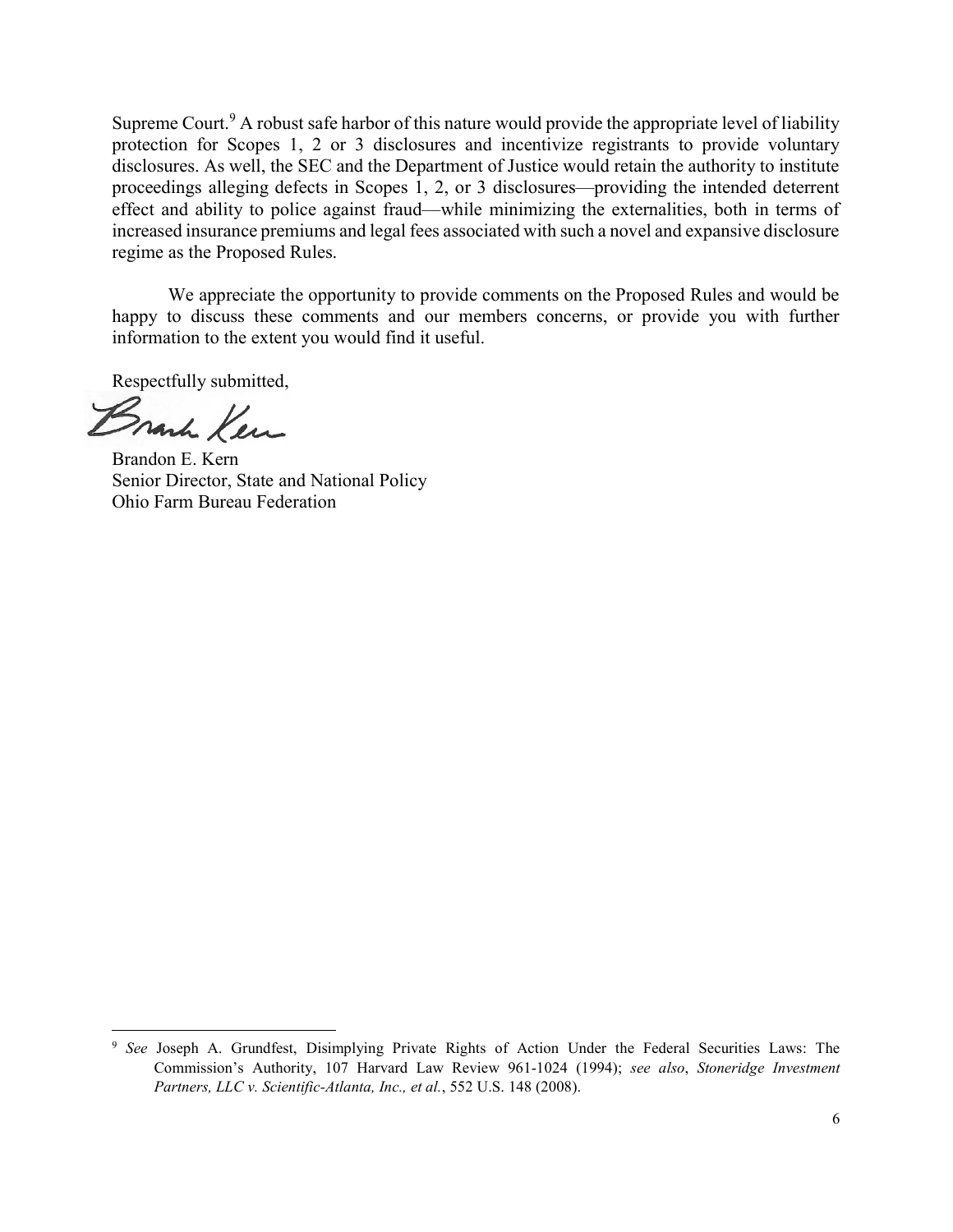Supreme Court.[9] A robust safe harbor of this nature would provide the appropriate level of liability protection for Scopes 1, 2 or 3 disclosures and incentivize registrants to provide voluntary disclosures. As well, the SEC and the Department of Justice would retain the authority to institute proceedings alleging defects in Scopes 1, 2, or 3 disclosures—providing the intended deterrent effect and ability to police against fraud—while minimizing the externalities, both in terms of increased insurance premiums and legal fees associated with such a novel and expansive disclosure regime as the Proposed Rules.

We appreciate the opportunity to provide comments on the Proposed Rules and would be happy to discuss these comments and our members concerns, or provide you with further information to the extent you would find it useful.

Respectfully submitted,

Brandon E. Kern
Senior Director, State and National Policy
Ohio Farm Bureau Federation

---

[9] *See* Joseph A. Grundfest, Disimplying Private Rights of Action Under the Federal Securities Laws: The Commission's Authority, 107 Harvard Law Review 961-1024 (1994); *see also*, *Stoneridge Investment Partners, LLC v. Scientific-Atlanta, Inc., et al.*, 552 U.S. 148 (2008).